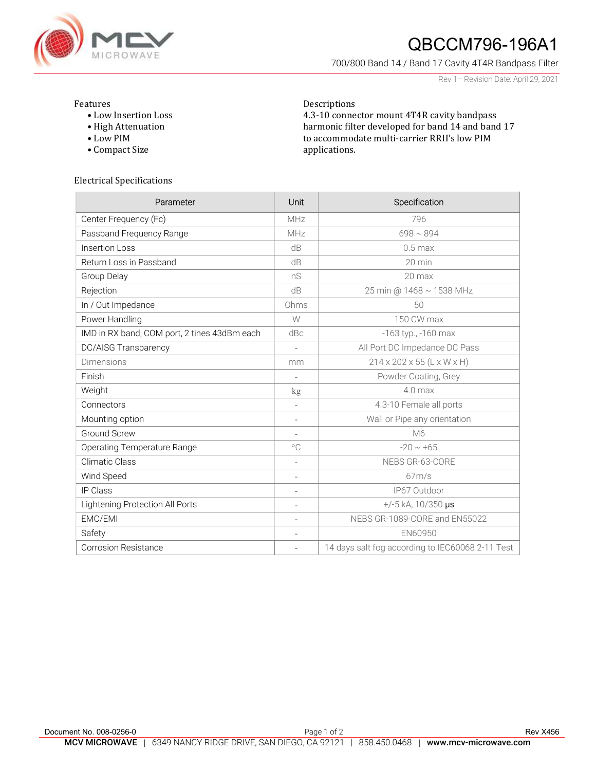# QBCCM796-196A1

700/800 Band 14 / Band 17 Cavity 4T4R Bandpass Filter

Rev 1– Revision Date: April 29, 2021

**Features**

- Low Insertion Loss
- High Attenuation
- Low PIM
- Compact Size

**Descriptions**

4.3-10 connector mount 4T4R cavity bandpass harmonic filter developed for band 14 and band 17 to accommodate multi-carrier RRH's low PIM applications.

## Electrical Specifications

| Parameter | Unit | Specification |
|---|---|---|
| Center Frequency (Fc) | MHz | 796 |
| Passband Frequency Range | MHz | 698 ~ 894 |
| Insertion Loss | dB | 0.5 max |
| Return Loss in Passband | dB | 20 min |
| Group Delay | nS | 20 max |
| Rejection | dB | 25 min @ 1468 ~ 1538 MHz |
| In / Out Impedance | Ohms | 50 |
| Power Handling | W | 150 CW max |
| IMD in RX band, COM port, 2 tines 43dBm each | dBc | -163 typ., -160 max |
| DC/AISG Transparency | - | All Port DC Impedance DC Pass |
| Dimensions | mm | 214 x 202 x 55 (L x W x H) |
| Finish | - | Powder Coating, Grey |
| Weight | kg | 4.0 max |
| Connectors | - | 4.3-10 Female all ports |
| Mounting option | - | Wall or Pipe any orientation |
| Ground Screw | - | M6 |
| Operating Temperature Range | °C | -20 ~ +65 |
| Climatic Class | - | NEBS GR-63-CORE |
| Wind Speed | - | 67m/s |
| IP Class | - | IP67 Outdoor |
| Lightening Protection All Ports | - | +/-5 kA, 10/350 μs |
| EMC/EMI | - | NEBS GR-1089-CORE and EN55022 |
| Safety | - | EN60950 |
| Corrosion Resistance | - | 14 days salt fog according to IEC60068 2-11 Test |

Document No. 008-0256-0 Rev X456

**MCV MICROWAVE** | 6349 NANCY RIDGE DRIVE, SAN DIEGO, CA 92121 | 858.450.0468 | **www.mcv-microwave.com**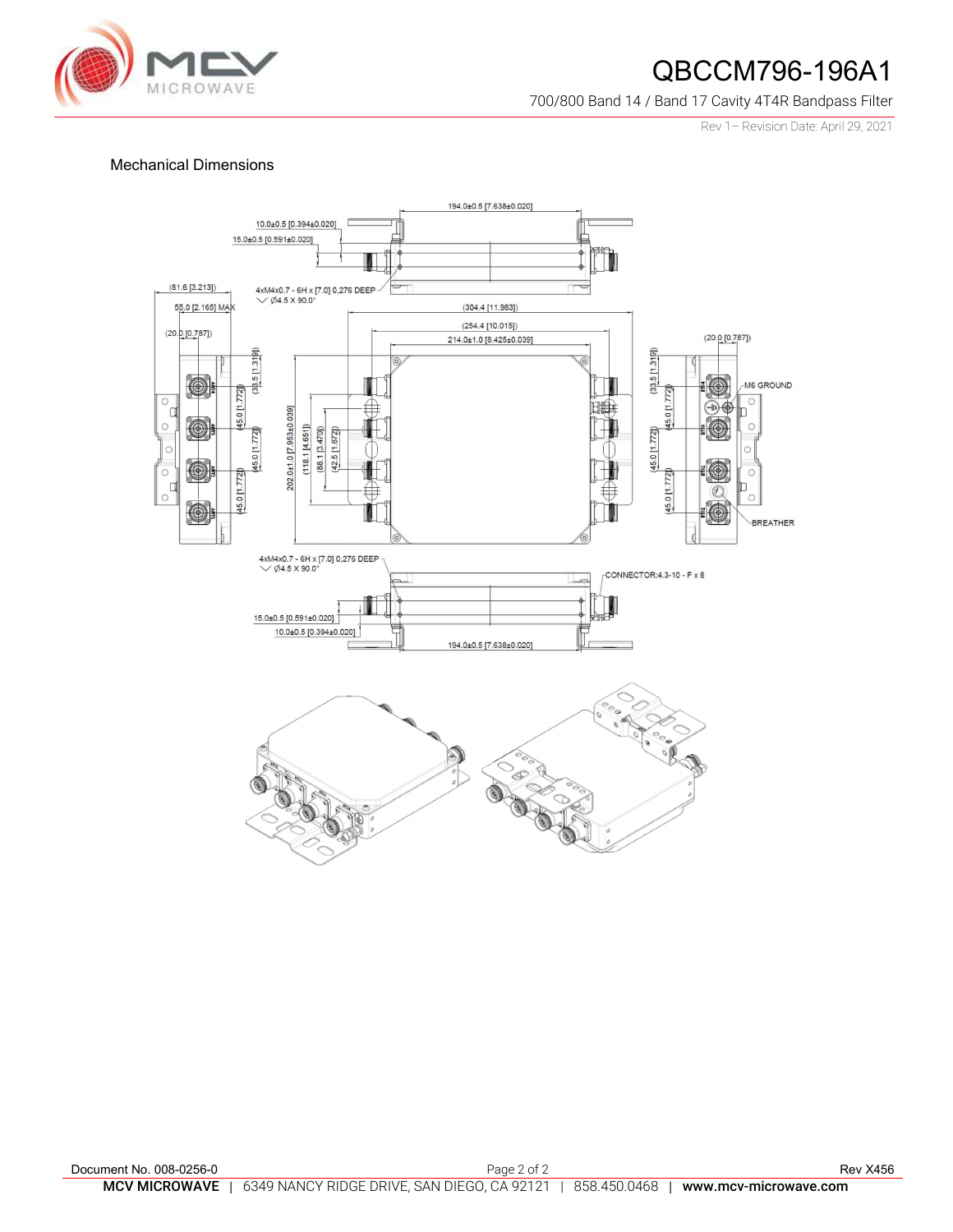# QBCCM796-196A1

700/800 Band 14 / Band 17 Cavity 4T4R Bandpass Filter

Rev 1 – Revision Date: April 29, 2021

## Mechanical Dimensions

194.0±0.5 [7.638±0.020]

10.0±0.5 [0.394±0.020]

15.0±0.5 [0.591±0.020]

4xM4x0.7 - 6H x [7.0] 0.276 DEEP
⌵ Ø4.5 X 90.0°

(81.6 [3.213])

55.0 [2.165] MAX

(20.0 [0.787])

(304.4 [11.983])

(254.4 [10.015])

214.0±1.0 [8.425±0.039]

(20.0 [0.787])

(33.5 [1.319])

45.0 [1.772]

45.0 [1.772]

45.0 [1.772]

202.0±1.0 [7.953±0.039]

(118.1 [4.651])

(88.1 [3.470])

(42.5 [1.672])

M6 GROUND

BREATHER

4xM4x0.7 - 6H x [7.0] 0.276 DEEP
⌵ Ø4.5 X 90.0°

CONNECTOR:4.3-10 - F x 8

15.0±0.5 [0.591±0.020]

10.0±0.5 [0.394±0.020]

194.0±0.5 [7.638±0.020]

Document No. 008-0256-0

Rev X456

**MCV MICROWAVE** | 6349 NANCY RIDGE DRIVE, SAN DIEGO, CA 92121 | 858.450.0468 | **www.mcv-microwave.com**